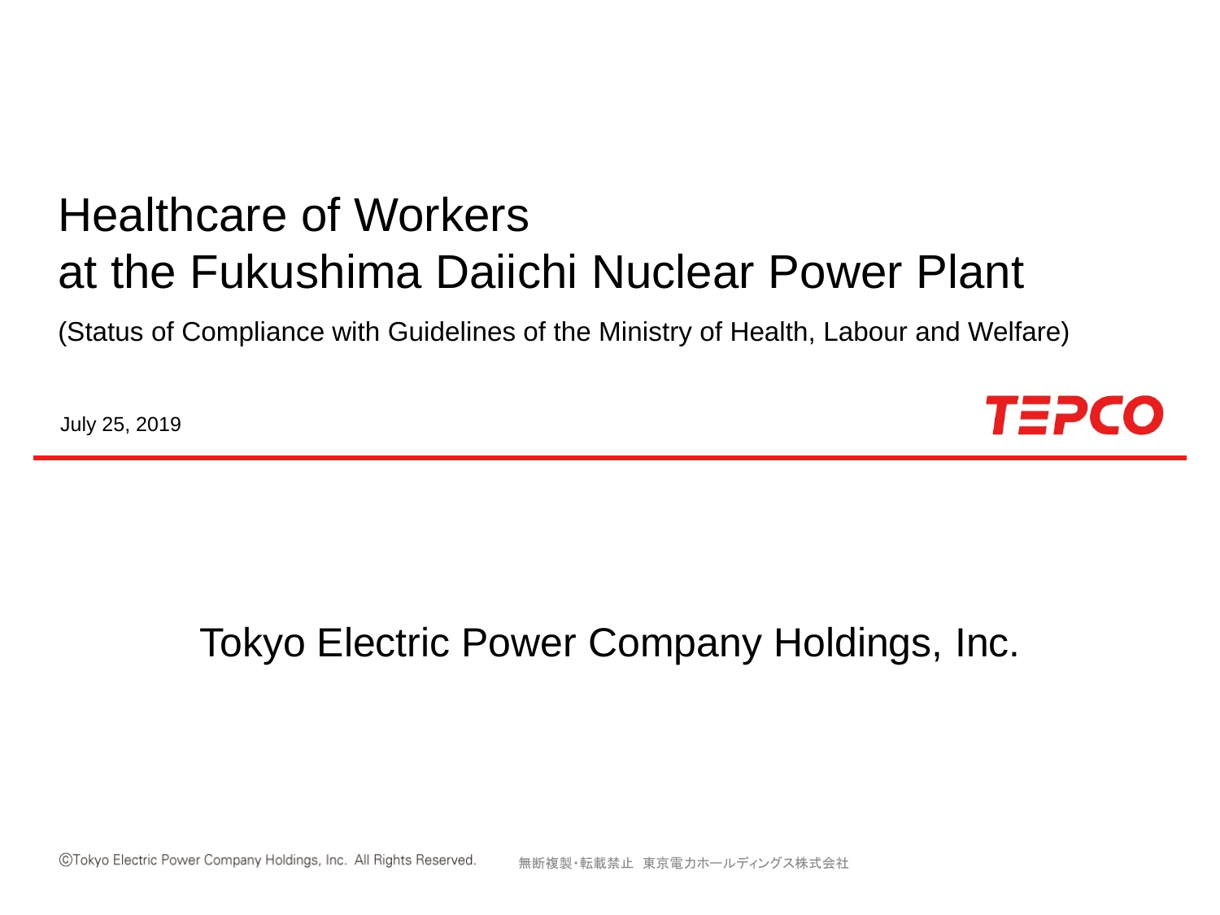# Healthcare of Workers at the Fukushima Daiichi Nuclear Power Plant

(Status of Compliance with Guidelines of the Ministry of Health, Labour and Welfare)

July 25, 2019

TEPCO

Tokyo Electric Power Company Holdings, Inc.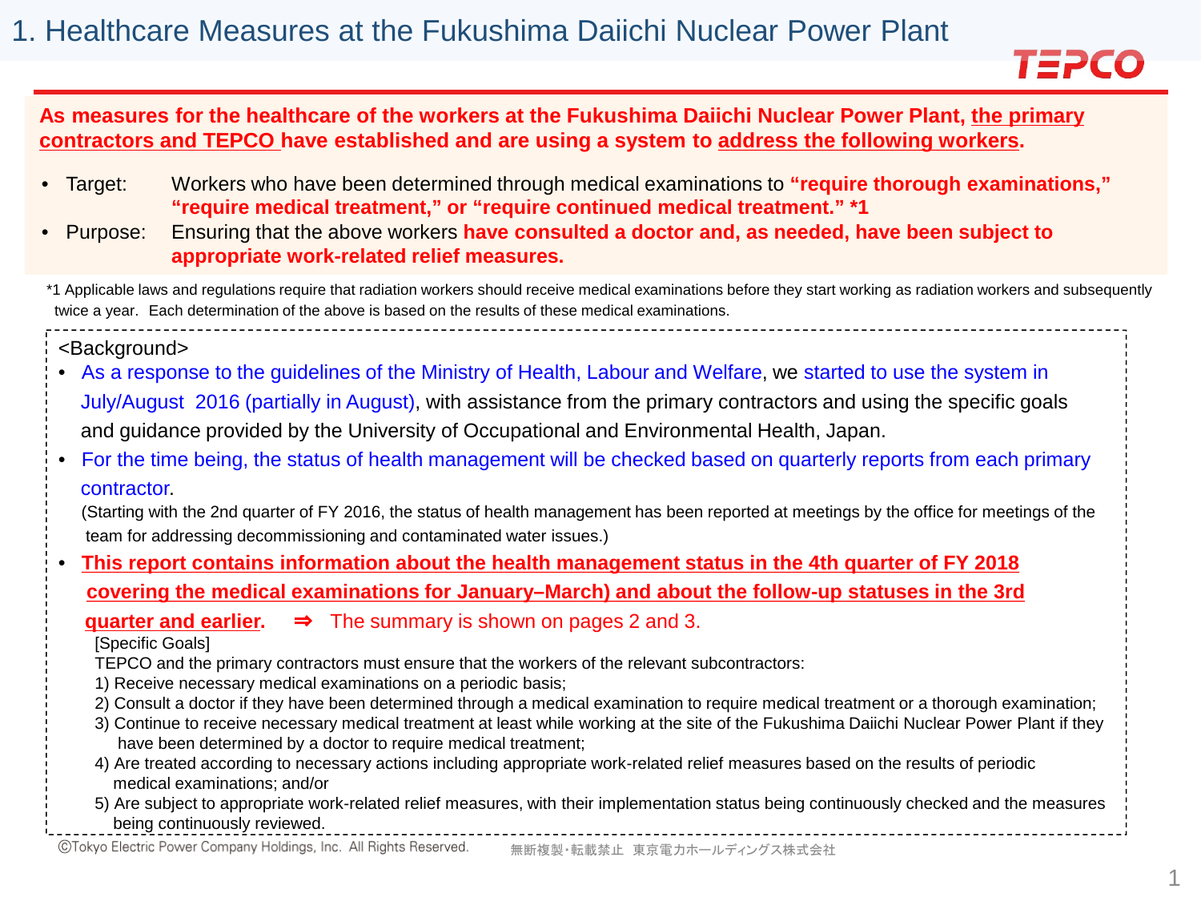# 1. Healthcare Measures at the Fukushima Daiichi Nuclear Power Plant

**As measures for the healthcare of the workers at the Fukushima Daiichi Nuclear Power Plant, the primary contractors and TEPCO have established and are using a system to address the following workers.**

- Target: Workers who have been determined through medical examinations to **"require thorough examinations," "require medical treatment," or "require continued medical treatment." *1**
- Purpose: Ensuring that the above workers **have consulted a doctor and, as needed, have been subject to appropriate work-related relief measures.**

*1 Applicable laws and regulations require that radiation workers should receive medical examinations before they start working as radiation workers and subsequently twice a year. Each determination of the above is based on the results of these medical examinations.

<Background>

- As a response to the guidelines of the Ministry of Health, Labour and Welfare, we started to use the system in July/August 2016 (partially in August), with assistance from the primary contractors and using the specific goals and guidance provided by the University of Occupational and Environmental Health, Japan.
- For the time being, the status of health management will be checked based on quarterly reports from each primary contractor.
  (Starting with the 2nd quarter of FY 2016, the status of health management has been reported at meetings by the office for meetings of the team for addressing decommissioning and contaminated water issues.)
- **This report contains information about the health management status in the 4th quarter of FY 2018 covering the medical examinations for January–March) and about the follow-up statuses in the 3rd quarter and earlier.** ⇒ The summary is shown on pages 2 and 3.

  [Specific Goals]
  TEPCO and the primary contractors must ensure that the workers of the relevant subcontractors:
  1) Receive necessary medical examinations on a periodic basis;
  2) Consult a doctor if they have been determined through a medical examination to require medical treatment or a thorough examination;
  3) Continue to receive necessary medical treatment at least while working at the site of the Fukushima Daiichi Nuclear Power Plant if they have been determined by a doctor to require medical treatment;
  4) Are treated according to necessary actions including appropriate work-related relief measures based on the results of periodic medical examinations; and/or
  5) Are subject to appropriate work-related relief measures, with their implementation status being continuously checked and the measures being continuously reviewed.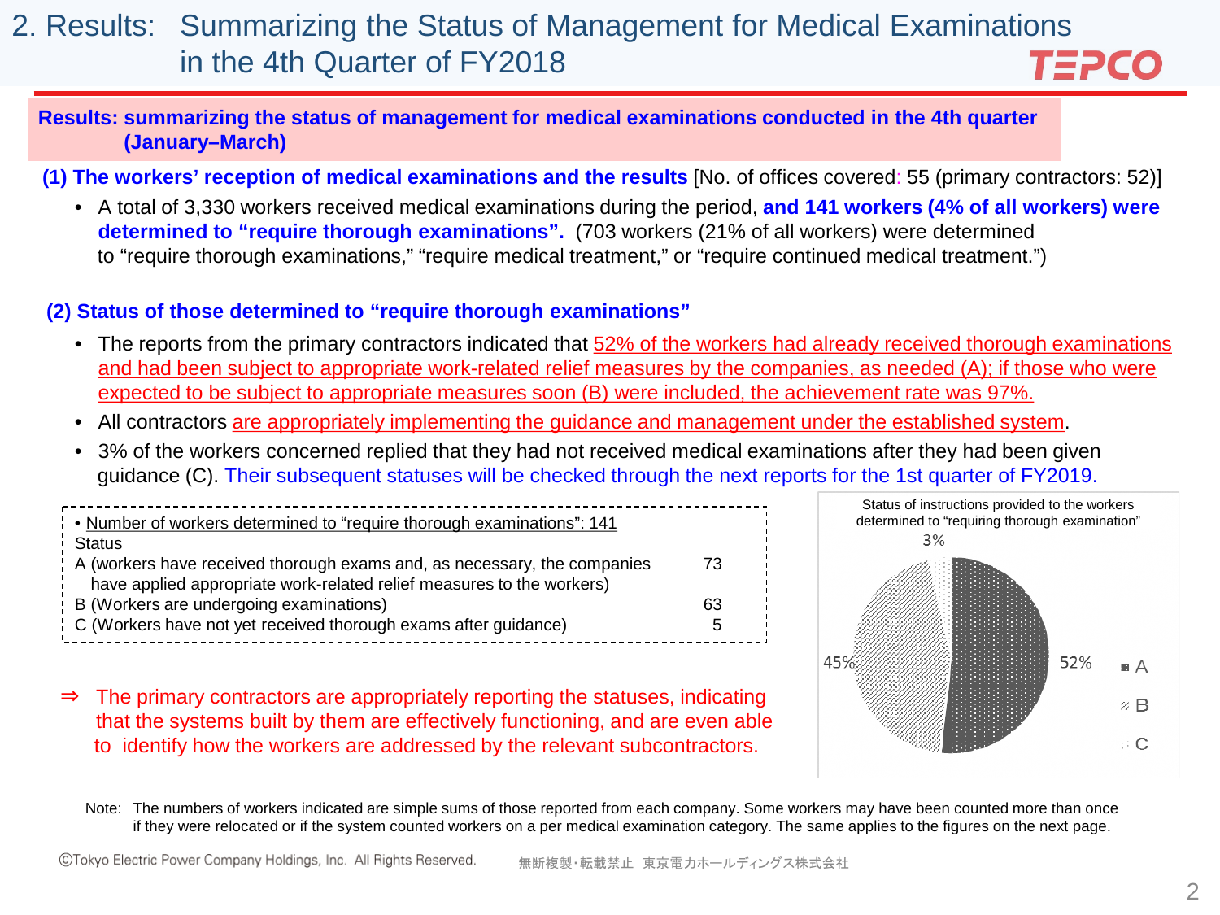# 2. Results: Summarizing the Status of Management for Medical Examinations in the 4th Quarter of FY2018

**Results: summarizing the status of management for medical examinations conducted in the 4th quarter (January–March)**

**(1) The workers' reception of medical examinations and the results** [No. of offices covered: 55 (primary contractors: 52)]

- A total of 3,330 workers received medical examinations during the period, **and 141 workers (4% of all workers) were determined to "require thorough examinations".** (703 workers (21% of all workers) were determined to "require thorough examinations," "require medical treatment," or "require continued medical treatment.")

**(2) Status of those determined to "require thorough examinations"**

- The reports from the primary contractors indicated that 52% of the workers had already received thorough examinations and had been subject to appropriate work-related relief measures by the companies, as needed (A); if those who were expected to be subject to appropriate measures soon (B) were included, the achievement rate was 97%.
- All contractors are appropriately implementing the guidance and management under the established system.
- 3% of the workers concerned replied that they had not received medical examinations after they had been given guidance (C). Their subsequent statuses will be checked through the next reports for the 1st quarter of FY2019.

• Number of workers determined to "require thorough examinations": 141

| Status | |
|---|---|
| A (workers have received thorough exams and, as necessary, the companies have applied appropriate work-related relief measures to the workers) | 73 |
| B (Workers are undergoing examinations) | 63 |
| C (Workers have not yet received thorough exams after guidance) | 5 |

⇒ The primary contractors are appropriately reporting the statuses, indicating that the systems built by them are effectively functioning, and are even able to identify how the workers are addressed by the relevant subcontractors.

Status of instructions provided to the workers determined to "requiring thorough examination"

| Category | Share |
|---|---|
| A | 52% |
| B | 45% |
| C | 3% |

Note: The numbers of workers indicated are simple sums of those reported from each company. Some workers may have been counted more than once if they were relocated or if the system counted workers on a per medical examination category. The same applies to the figures on the next page.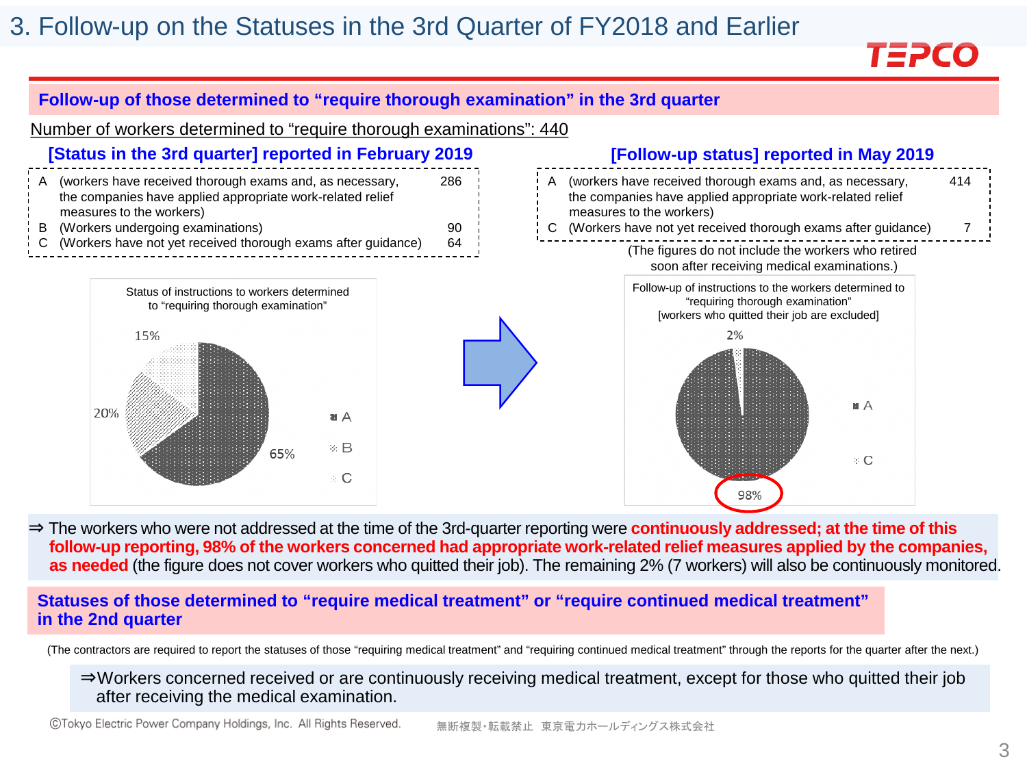# 3. Follow-up on the Statuses in the 3rd Quarter of FY2018 and Earlier

## Follow-up of those determined to "require thorough examination" in the 3rd quarter

Number of workers determined to "require thorough examinations": 440

### [Status in the 3rd quarter] reported in February 2019

| | | |
|---|---|---|
| A | (workers have received thorough exams and, as necessary, the companies have applied appropriate work-related relief measures to the workers) | 286 |
| B | (Workers undergoing examinations) | 90 |
| C | (Workers have not yet received thorough exams after guidance) | 64 |

Status of instructions to workers determined to "requiring thorough examination"

15%
20%
65%
A
B
C

### [Follow-up status] reported in May 2019

| | | |
|---|---|---|
| A | (workers have received thorough exams and, as necessary, the companies have applied appropriate work-related relief measures to the workers) | 414 |
| C | (Workers have not yet received thorough exams after guidance) | 7 |

(The figures do not include the workers who retired soon after receiving medical examinations.)

Follow-up of instructions to the workers determined to "requiring thorough examination" [workers who quitted their job are excluded]

2%
98%
A
C

⇒ The workers who were not addressed at the time of the 3rd-quarter reporting were **continuously addressed; at the time of this follow-up reporting, 98% of the workers concerned had appropriate work-related relief measures applied by the companies, as needed** (the figure does not cover workers who quitted their job). The remaining 2% (7 workers) will also be continuously monitored.

## Statuses of those determined to "require medical treatment" or "require continued medical treatment" in the 2nd quarter

(The contractors are required to report the statuses of those "requiring medical treatment" and "requiring continued medical treatment" through the reports for the quarter after the next.)

⇒Workers concerned received or are continuously receiving medical treatment, except for those who quitted their job after receiving the medical examination.

©Tokyo Electric Power Company Holdings, Inc. All Rights Reserved. 無断複製・転載禁止 東京電力ホールディングス株式会社